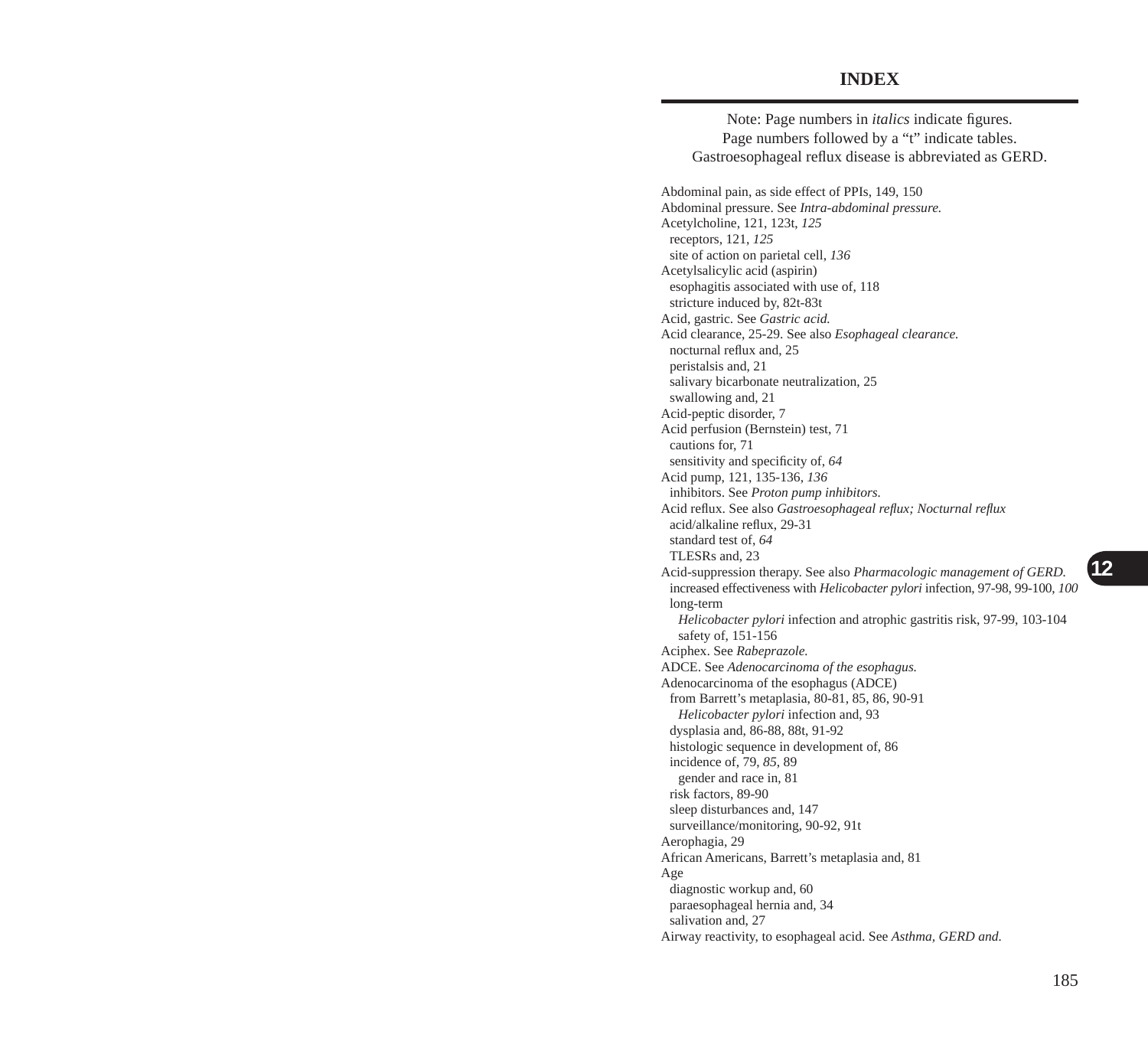# INDEX

Note: Page numbers in *italics* indicate figures.
Page numbers followed by a "t" indicate tables.
Gastroesophageal reflux disease is abbreviated as GERD.

Abdominal pain, as side effect of PPIs, 149, 150
Abdominal pressure. See *Intra-abdominal pressure.*
Acetylcholine, 121, 123t, *125*
  receptors, 121, *125*
  site of action on parietal cell, *136*
Acetylsalicylic acid (aspirin)
  esophagitis associated with use of, 118
  stricture induced by, 82t-83t
Acid, gastric. See *Gastric acid.*
Acid clearance, 25-29. See also *Esophageal clearance.*
  nocturnal reflux and, 25
  peristalsis and, 21
  salivary bicarbonate neutralization, 25
  swallowing and, 21
Acid-peptic disorder, 7
Acid perfusion (Bernstein) test, 71
  cautions for, 71
  sensitivity and specificity of, *64*
Acid pump, 121, 135-136, *136*
  inhibitors. See *Proton pump inhibitors.*
Acid reflux. See also *Gastroesophageal reflux; Nocturnal reflux*
  acid/alkaline reflux, 29-31
  standard test of, *64*
  TLESRs and, 23
Acid-suppression therapy. See also *Pharmacologic management of GERD.*
  increased effectiveness with *Helicobacter pylori* infection, 97-98, 99-100, *100*
  long-term
    *Helicobacter pylori* infection and atrophic gastritis risk, 97-99, 103-104
    safety of, 151-156
Aciphex. See *Rabeprazole.*
ADCE. See *Adenocarcinoma of the esophagus.*
Adenocarcinoma of the esophagus (ADCE)
  from Barrett's metaplasia, 80-81, 85, 86, 90-91
    *Helicobacter pylori* infection and, 93
  dysplasia and, 86-88, 88t, 91-92
  histologic sequence in development of, 86
  incidence of, 79, *85*, 89
    gender and race in, 81
  risk factors, 89-90
  sleep disturbances and, 147
  surveillance/monitoring, 90-92, 91t
Aerophagia, 29
African Americans, Barrett's metaplasia and, 81
Age
  diagnostic workup and, 60
  paraesophageal hernia and, 34
  salivation and, 27
Airway reactivity, to esophageal acid. See *Asthma, GERD and.*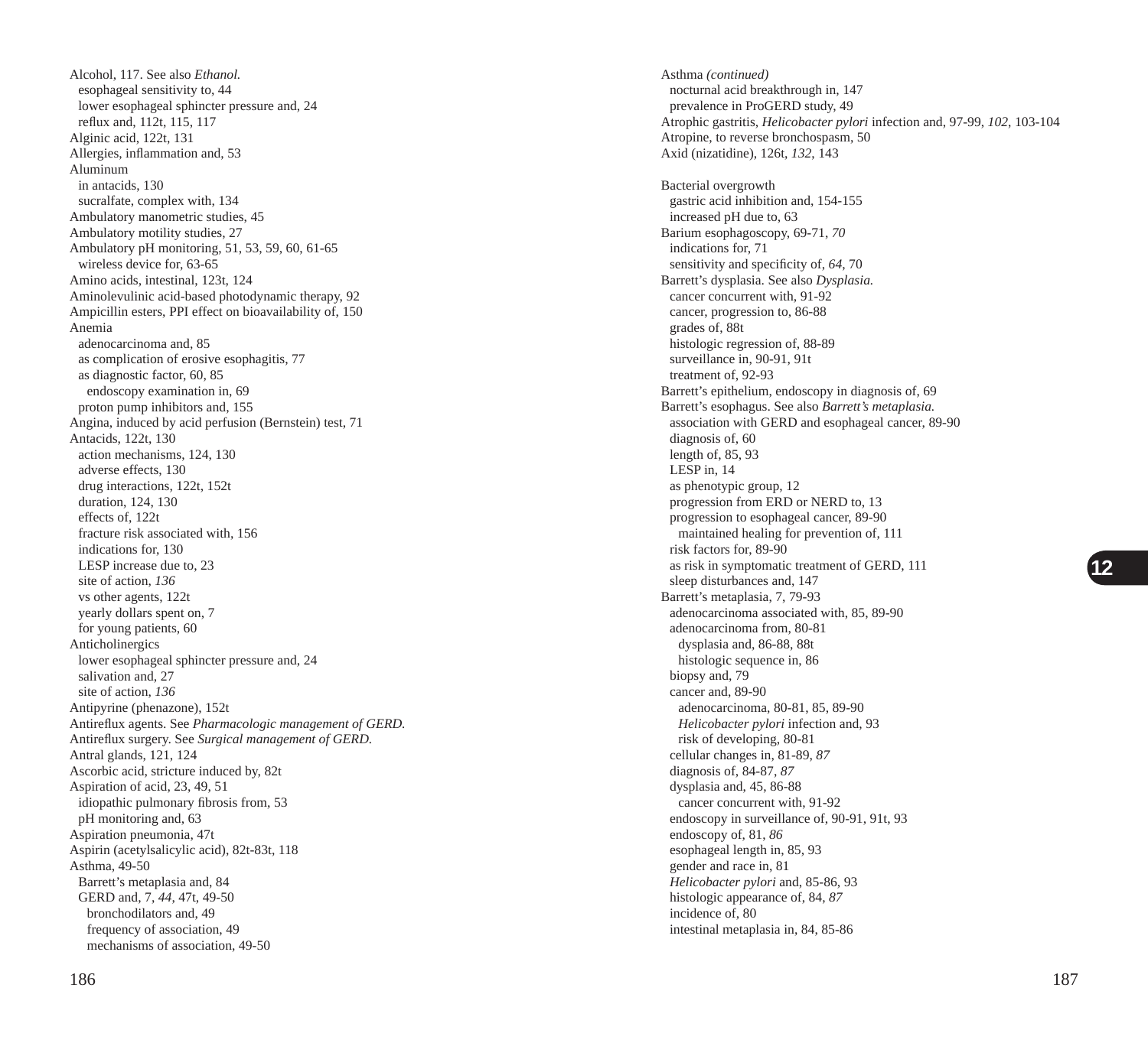Alcohol, 117. See also *Ethanol.*
  esophageal sensitivity to, 44
  lower esophageal sphincter pressure and, 24
  reflux and, 112t, 115, 117
Alginic acid, 122t, 131
Allergies, inflammation and, 53
Aluminum
  in antacids, 130
  sucralfate, complex with, 134
Ambulatory manometric studies, 45
Ambulatory motility studies, 27
Ambulatory pH monitoring, 51, 53, 59, 60, 61-65
  wireless device for, 63-65
Amino acids, intestinal, 123t, 124
Aminolevulinic acid-based photodynamic therapy, 92
Ampicillin esters, PPI effect on bioavailability of, 150
Anemia
  adenocarcinoma and, 85
  as complication of erosive esophagitis, 77
  as diagnostic factor, 60, 85
    endoscopy examination in, 69
  proton pump inhibitors and, 155
Angina, induced by acid perfusion (Bernstein) test, 71
Antacids, 122t, 130
  action mechanisms, 124, 130
  adverse effects, 130
  drug interactions, 122t, 152t
  duration, 124, 130
  effects of, 122t
  fracture risk associated with, 156
  indications for, 130
  LESP increase due to, 23
  site of action, *136*
  vs other agents, 122t
  yearly dollars spent on, 7
  for young patients, 60
Anticholinergics
  lower esophageal sphincter pressure and, 24
  salivation and, 27
  site of action, *136*
Antipyrine (phenazone), 152t
Antireflux agents. See *Pharmacologic management of GERD.*
Antireflux surgery. See *Surgical management of GERD.*
Antral glands, 121, 124
Ascorbic acid, stricture induced by, 82t
Aspiration of acid, 23, 49, 51
  idiopathic pulmonary fibrosis from, 53
  pH monitoring and, 63
Aspiration pneumonia, 47t
Aspirin (acetylsalicylic acid), 82t-83t, 118
Asthma, 49-50
  Barrett's metaplasia and, 84
  GERD and, 7, *44*, 47t, 49-50
    bronchodilators and, 49
    frequency of association, 49
    mechanisms of association, 49-50

Asthma *(continued)*
  nocturnal acid breakthrough in, 147
  prevalence in ProGERD study, 49
Atrophic gastritis, *Helicobacter pylori* infection and, 97-99, *102*, 103-104
Atropine, to reverse bronchospasm, 50
Axid (nizatidine), 126t, *132*, 143

Bacterial overgrowth
  gastric acid inhibition and, 154-155
  increased pH due to, 63
Barium esophagoscopy, 69-71, *70*
  indications for, 71
  sensitivity and specificity of, *64*, 70
Barrett's dysplasia. See also *Dysplasia.*
  cancer concurrent with, 91-92
  cancer, progression to, 86-88
  grades of, 88t
  histologic regression of, 88-89
  surveillance in, 90-91, 91t
  treatment of, 92-93
Barrett's epithelium, endoscopy in diagnosis of, 69
Barrett's esophagus. See also *Barrett's metaplasia.*
  association with GERD and esophageal cancer, 89-90
  diagnosis of, 60
  length of, 85, 93
  LESP in, 14
  as phenotypic group, 12
  progression from ERD or NERD to, 13
  progression to esophageal cancer, 89-90
    maintained healing for prevention of, 111
  risk factors for, 89-90
  as risk in symptomatic treatment of GERD, 111
  sleep disturbances and, 147
Barrett's metaplasia, 7, 79-93
  adenocarcinoma associated with, 85, 89-90
  adenocarcinoma from, 80-81
    dysplasia and, 86-88, 88t
    histologic sequence in, 86
  biopsy and, 79
  cancer and, 89-90
    adenocarcinoma, 80-81, 85, 89-90
    *Helicobacter pylori* infection and, 93
    risk of developing, 80-81
  cellular changes in, 81-89, *87*
  diagnosis of, 84-87, *87*
  dysplasia and, 45, 86-88
    cancer concurrent with, 91-92
  endoscopy in surveillance of, 90-91, 91t, 93
  endoscopy of, 81, *86*
  esophageal length in, 85, 93
  gender and race in, 81
  *Helicobacter pylori* and, 85-86, 93
  histologic appearance of, 84, *87*
  incidence of, 80
  intestinal metaplasia in, 84, 85-86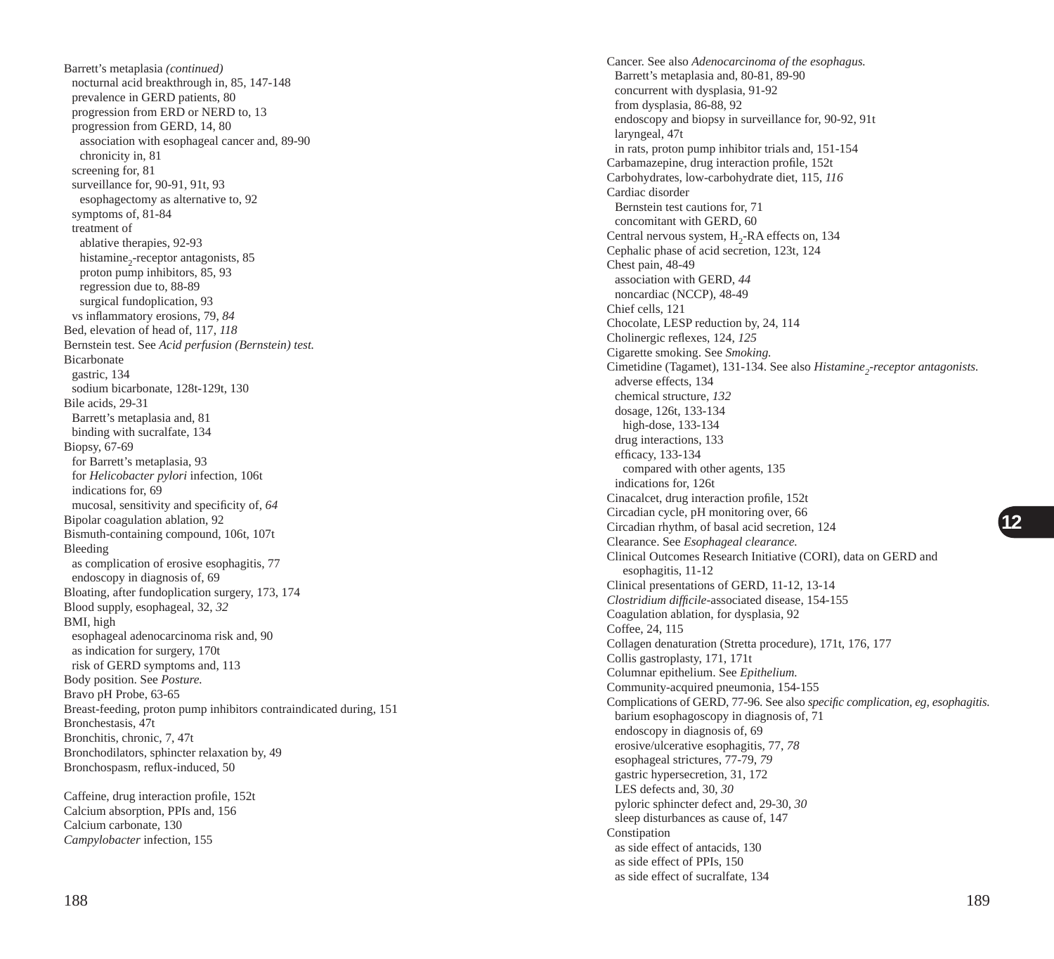Barrett's metaplasia *(continued)*
- nocturnal acid breakthrough in, 85, 147-148
- prevalence in GERD patients, 80
- progression from ERD or NERD to, 13
- progression from GERD, 14, 80
  - association with esophageal cancer and, 89-90
  - chronicity in, 81
- screening for, 81
- surveillance for, 90-91, 91t, 93
  - esophagectomy as alternative to, 92
- symptoms of, 81-84
- treatment of
  - ablative therapies, 92-93
  - histamine$_2$-receptor antagonists, 85
  - proton pump inhibitors, 85, 93
  - regression due to, 88-89
  - surgical fundoplication, 93
- vs inflammatory erosions, 79, *84*

Bed, elevation of head of, 117, *118*

Bernstein test. See *Acid perfusion (Bernstein) test.*

Bicarbonate
- gastric, 134
- sodium bicarbonate, 128t-129t, 130

Bile acids, 29-31
- Barrett's metaplasia and, 81
- binding with sucralfate, 134

Biopsy, 67-69
- for Barrett's metaplasia, 93
- for *Helicobacter pylori* infection, 106t
- indications for, 69
- mucosal, sensitivity and specificity of, *64*

Bipolar coagulation ablation, 92

Bismuth-containing compound, 106t, 107t

Bleeding
- as complication of erosive esophagitis, 77
- endoscopy in diagnosis of, 69

Bloating, after fundoplication surgery, 173, 174

Blood supply, esophageal, 32, *32*

BMI, high
- esophageal adenocarcinoma risk and, 90
- as indication for surgery, 170t
- risk of GERD symptoms and, 113

Body position. See *Posture.*

Bravo pH Probe, 63-65

Breast-feeding, proton pump inhibitors contraindicated during, 151

Bronchestasis, 47t

Bronchitis, chronic, 7, 47t

Bronchodilators, sphincter relaxation by, 49

Bronchospasm, reflux-induced, 50

Caffeine, drug interaction profile, 152t

Calcium absorption, PPIs and, 156

Calcium carbonate, 130

*Campylobacter* infection, 155

Cancer. See also *Adenocarcinoma of the esophagus.*
- Barrett's metaplasia and, 80-81, 89-90
- concurrent with dysplasia, 91-92
- from dysplasia, 86-88, 92
- endoscopy and biopsy in surveillance for, 90-92, 91t
- laryngeal, 47t
- in rats, proton pump inhibitor trials and, 151-154

Carbamazepine, drug interaction profile, 152t

Carbohydrates, low-carbohydrate diet, 115, *116*

Cardiac disorder
- Bernstein test cautions for, 71
- concomitant with GERD, 60

Central nervous system, H$_2$-RA effects on, 134

Cephalic phase of acid secretion, 123t, 124

Chest pain, 48-49
- association with GERD, *44*
- noncardiac (NCCP), 48-49

Chief cells, 121

Chocolate, LESP reduction by, 24, 114

Cholinergic reflexes, 124, *125*

Cigarette smoking. See *Smoking.*

Cimetidine (Tagamet), 131-134. See also *Histamine$_2$-receptor antagonists.*
- adverse effects, 134
- chemical structure, *132*
- dosage, 126t, 133-134
  - high-dose, 133-134
- drug interactions, 133
- efficacy, 133-134
  - compared with other agents, 135
- indications for, 126t

Cinacalcet, drug interaction profile, 152t

Circadian cycle, pH monitoring over, 66

Circadian rhythm, of basal acid secretion, 124

Clearance. See *Esophageal clearance.*

Clinical Outcomes Research Initiative (CORI), data on GERD and esophagitis, 11-12

Clinical presentations of GERD, 11-12, 13-14

*Clostridium difficile*-associated disease, 154-155

Coagulation ablation, for dysplasia, 92

Coffee, 24, 115

Collagen denaturation (Stretta procedure), 171t, 176, 177

Collis gastroplasty, 171, 171t

Columnar epithelium. See *Epithelium.*

Community-acquired pneumonia, 154-155

Complications of GERD, 77-96. See also *specific complication, eg, esophagitis.*
- barium esophagoscopy in diagnosis of, 71
- endoscopy in diagnosis of, 69
- erosive/ulcerative esophagitis, 77, *78*
- esophageal strictures, 77-79, *79*
- gastric hypersecretion, 31, 172
- LES defects and, 30, *30*
- pyloric sphincter defect and, 29-30, *30*
- sleep disturbances as cause of, 147

Constipation
- as side effect of antacids, 130
- as side effect of PPIs, 150
- as side effect of sucralfate, 134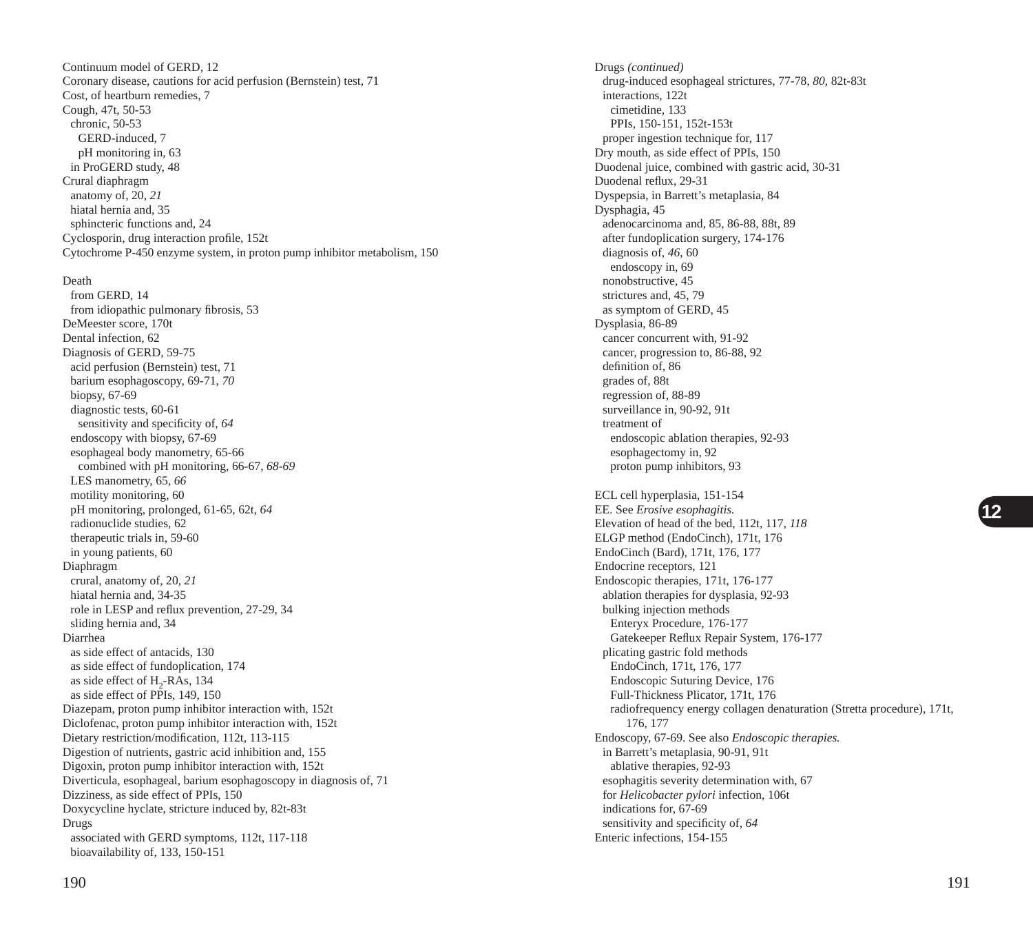Continuum model of GERD, 12
Coronary disease, cautions for acid perfusion (Bernstein) test, 71
Cost, of heartburn remedies, 7
Cough, 47t, 50-53
  chronic, 50-53
    GERD-induced, 7
    pH monitoring in, 63
  in ProGERD study, 48
Crural diaphragm
  anatomy of, 20, *21*
  hiatal hernia and, 35
  sphincteric functions and, 24
Cyclosporin, drug interaction profile, 152t
Cytochrome P-450 enzyme system, in proton pump inhibitor metabolism, 150

Death
  from GERD, 14
  from idiopathic pulmonary fibrosis, 53
DeMeester score, 170t
Dental infection, 62
Diagnosis of GERD, 59-75
  acid perfusion (Bernstein) test, 71
  barium esophagoscopy, 69-71, *70*
  biopsy, 67-69
  diagnostic tests, 60-61
    sensitivity and specificity of, *64*
  endoscopy with biopsy, 67-69
  esophageal body manometry, 65-66
    combined with pH monitoring, 66-67, *68-69*
  LES manometry, 65, *66*
  motility monitoring, 60
  pH monitoring, prolonged, 61-65, 62t, *64*
  radionuclide studies, 62
  therapeutic trials in, 59-60
  in young patients, 60
Diaphragm
  crural, anatomy of, 20, *21*
  hiatal hernia and, 34-35
  role in LESP and reflux prevention, 27-29, 34
  sliding hernia and, 34
Diarrhea
  as side effect of antacids, 130
  as side effect of fundoplication, 174
  as side effect of $H_2$-RAs, 134
  as side effect of PPIs, 149, 150
Diazepam, proton pump inhibitor interaction with, 152t
Diclofenac, proton pump inhibitor interaction with, 152t
Dietary restriction/modification, 112t, 113-115
Digestion of nutrients, gastric acid inhibition and, 155
Digoxin, proton pump inhibitor interaction with, 152t
Diverticula, esophageal, barium esophagoscopy in diagnosis of, 71
Dizziness, as side effect of PPIs, 150
Doxycycline hyclate, stricture induced by, 82t-83t
Drugs
  associated with GERD symptoms, 112t, 117-118
  bioavailability of, 133, 150-151

Drugs *(continued)*
  drug-induced esophageal strictures, 77-78, *80*, 82t-83t
  interactions, 122t
    cimetidine, 133
    PPIs, 150-151, 152t-153t
  proper ingestion technique for, 117
Dry mouth, as side effect of PPIs, 150
Duodenal juice, combined with gastric acid, 30-31
Duodenal reflux, 29-31
Dyspepsia, in Barrett's metaplasia, 84
Dysphagia, 45
  adenocarcinoma and, 85, 86-88, 88t, 89
  after fundoplication surgery, 174-176
  diagnosis of, *46*, 60
    endoscopy in, 69
  nonobstructive, 45
  strictures and, 45, 79
  as symptom of GERD, 45
Dysplasia, 86-89
  cancer concurrent with, 91-92
  cancer, progression to, 86-88, 92
  definition of, 86
  grades of, 88t
  regression of, 88-89
  surveillance in, 90-92, 91t
  treatment of
    endoscopic ablation therapies, 92-93
    esophagectomy in, 92
    proton pump inhibitors, 93

ECL cell hyperplasia, 151-154
EE. See *Erosive esophagitis.*
Elevation of head of the bed, 112t, 117, *118*
ELGP method (EndoCinch), 171t, 176
EndoCinch (Bard), 171t, 176, 177
Endocrine receptors, 121
Endoscopic therapies, 171t, 176-177
  ablation therapies for dysplasia, 92-93
  bulking injection methods
    Enteryx Procedure, 176-177
    Gatekeeper Reflux Repair System, 176-177
  plicating gastric fold methods
    EndoCinch, 171t, 176, 177
    Endoscopic Suturing Device, 176
    Full-Thickness Plicator, 171t, 176
    radiofrequency energy collagen denaturation (Stretta procedure), 171t, 176, 177
Endoscopy, 67-69. See also *Endoscopic therapies.*
  in Barrett's metaplasia, 90-91, 91t
    ablative therapies, 92-93
  esophagitis severity determination with, 67
  for *Helicobacter pylori* infection, 106t
  indications for, 67-69
  sensitivity and specificity of, *64*
Enteric infections, 154-155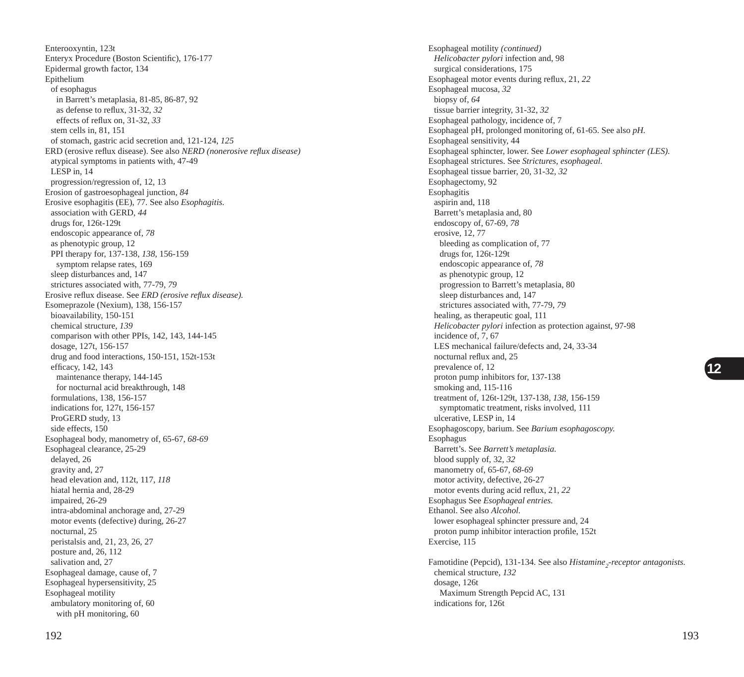Enterooxyntin, 123t
Enteryx Procedure (Boston Scientific), 176-177
Epidermal growth factor, 134
Epithelium
  of esophagus
    in Barrett's metaplasia, 81-85, 86-87, 92
    as defense to reflux, 31-32, *32*
    effects of reflux on, 31-32, *33*
  stem cells in, 81, 151
  of stomach, gastric acid secretion and, 121-124, *125*
ERD (erosive reflux disease). See also *NERD (nonerosive reflux disease)*
  atypical symptoms in patients with, 47-49
  LESP in, 14
  progression/regression of, 12, 13
Erosion of gastroesophageal junction, *84*
Erosive esophagitis (EE), 77. See also *Esophagitis.*
  association with GERD, *44*
  drugs for, 126t-129t
  endoscopic appearance of, *78*
  as phenotypic group, 12
  PPI therapy for, 137-138, *138*, 156-159
    symptom relapse rates, 169
  sleep disturbances and, 147
  strictures associated with, 77-79, *79*
Erosive reflux disease. See *ERD (erosive reflux disease).*
Esomeprazole (Nexium), 138, 156-157
  bioavailability, 150-151
  chemical structure, *139*
  comparison with other PPIs, 142, 143, 144-145
  dosage, 127t, 156-157
  drug and food interactions, 150-151, 152t-153t
  efficacy, 142, 143
    maintenance therapy, 144-145
    for nocturnal acid breakthrough, 148
  formulations, 138, 156-157
  indications for, 127t, 156-157
  ProGERD study, 13
  side effects, 150
Esophageal body, manometry of, 65-67, *68-69*
Esophageal clearance, 25-29
  delayed, 26
  gravity and, 27
  head elevation and, 112t, 117, *118*
  hiatal hernia and, 28-29
  impaired, 26-29
  intra-abdominal anchorage and, 27-29
  motor events (defective) during, 26-27
  nocturnal, 25
  peristalsis and, 21, 23, 26, 27
  posture and, 26, 112
  salivation and, 27
Esophageal damage, cause of, 7
Esophageal hypersensitivity, 25
Esophageal motility
  ambulatory monitoring of, 60
    with pH monitoring, 60

Esophageal motility *(continued)*
  *Helicobacter pylori* infection and, 98
  surgical considerations, 175
Esophageal motor events during reflux, 21, *22*
Esophageal mucosa, *32*
  biopsy of, *64*
  tissue barrier integrity, 31-32, *32*
Esophageal pathology, incidence of, 7
Esophageal pH, prolonged monitoring of, 61-65. See also *pH.*
Esophageal sensitivity, 44
Esophageal sphincter, lower. See *Lower esophageal sphincter (LES).*
Esophageal strictures. See *Strictures, esophageal.*
Esophageal tissue barrier, 20, 31-32, *32*
Esophagectomy, 92
Esophagitis
  aspirin and, 118
  Barrett's metaplasia and, 80
  endoscopy of, 67-69, *78*
  erosive, 12, 77
    bleeding as complication of, 77
    drugs for, 126t-129t
    endoscopic appearance of, *78*
    as phenotypic group, 12
    progression to Barrett's metaplasia, 80
    sleep disturbances and, 147
    strictures associated with, 77-79, *79*
  healing, as therapeutic goal, 111
  *Helicobacter pylori* infection as protection against, 97-98
  incidence of, 7, 67
  LES mechanical failure/defects and, 24, 33-34
  nocturnal reflux and, 25
  prevalence of, 12
  proton pump inhibitors for, 137-138
  smoking and, 115-116
  treatment of, 126t-129t, 137-138, *138*, 156-159
    symptomatic treatment, risks involved, 111
  ulcerative, LESP in, 14
Esophagoscopy, barium. See *Barium esophagoscopy.*
Esophagus
  Barrett's. See *Barrett's metaplasia.*
  blood supply of, 32, *32*
  manometry of, 65-67, *68-69*
  motor activity, defective, 26-27
  motor events during acid reflux, 21, *22*
Esophagus See *Esophageal entries.*
Ethanol. See also *Alcohol.*
  lower esophageal sphincter pressure and, 24
  proton pump inhibitor interaction profile, 152t
Exercise, 115

Famotidine (Pepcid), 131-134. See also *Histamine$_2$-receptor antagonists.*
  chemical structure, *132*
  dosage, 126t
    Maximum Strength Pepcid AC, 131
  indications for, 126t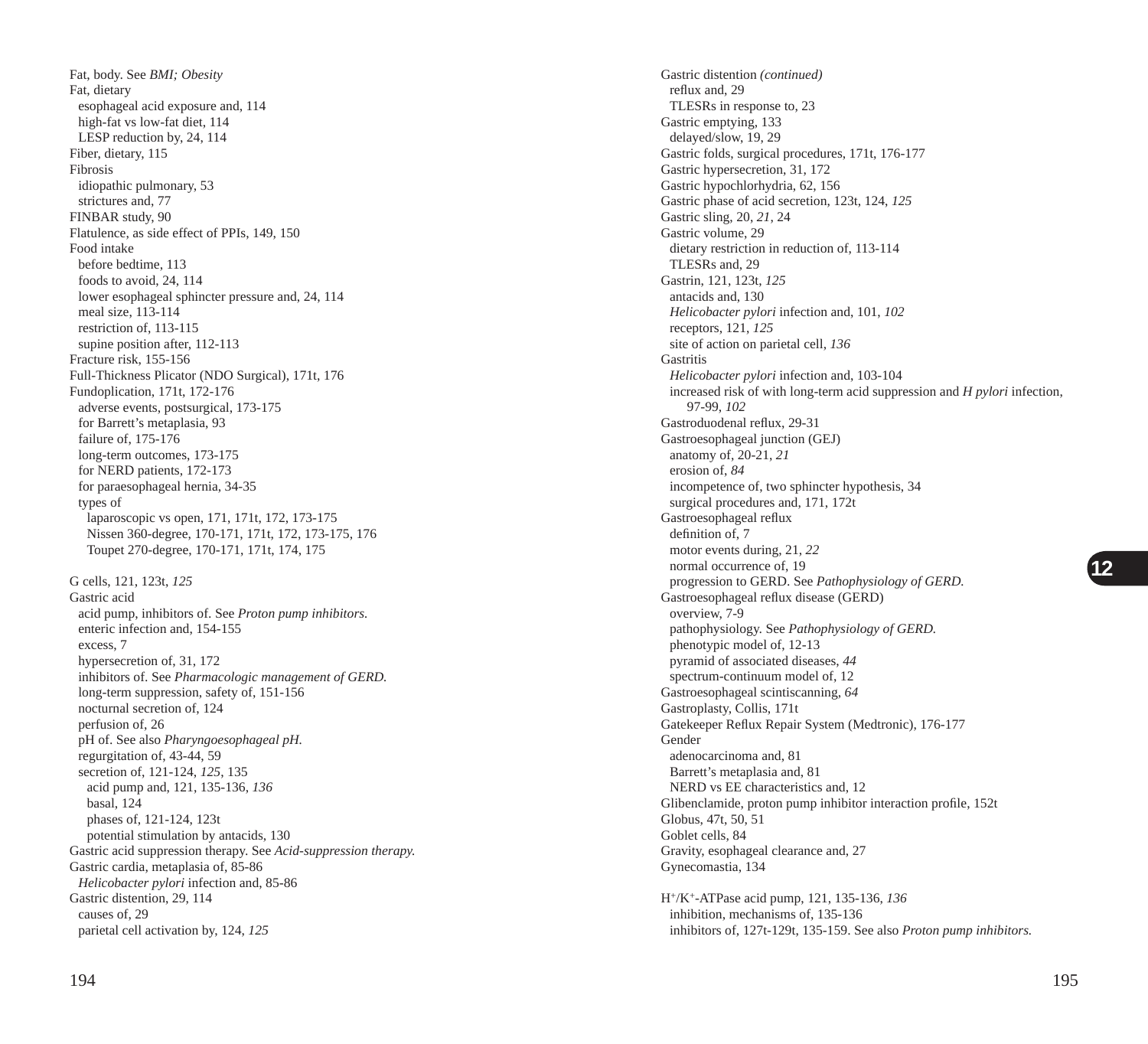Fat, body. See *BMI; Obesity*
Fat, dietary
  esophageal acid exposure and, 114
  high-fat vs low-fat diet, 114
  LESP reduction by, 24, 114
Fiber, dietary, 115
Fibrosis
  idiopathic pulmonary, 53
  strictures and, 77
FINBAR study, 90
Flatulence, as side effect of PPIs, 149, 150
Food intake
  before bedtime, 113
  foods to avoid, 24, 114
  lower esophageal sphincter pressure and, 24, 114
  meal size, 113-114
  restriction of, 113-115
  supine position after, 112-113
Fracture risk, 155-156
Full-Thickness Plicator (NDO Surgical), 171t, 176
Fundoplication, 171t, 172-176
  adverse events, postsurgical, 173-175
  for Barrett's metaplasia, 93
  failure of, 175-176
  long-term outcomes, 173-175
  for NERD patients, 172-173
  for paraesophageal hernia, 34-35
  types of
    laparoscopic vs open, 171, 171t, 172, 173-175
    Nissen 360-degree, 170-171, 171t, 172, 173-175, 176
    Toupet 270-degree, 170-171, 171t, 174, 175

G cells, 121, 123t, *125*
Gastric acid
  acid pump, inhibitors of. See *Proton pump inhibitors.*
  enteric infection and, 154-155
  excess, 7
  hypersecretion of, 31, 172
  inhibitors of. See *Pharmacologic management of GERD.*
  long-term suppression, safety of, 151-156
  nocturnal secretion of, 124
  perfusion of, 26
  pH of. See also *Pharyngoesophageal pH.*
  regurgitation of, 43-44, 59
  secretion of, 121-124, *125*, 135
    acid pump and, 121, 135-136, *136*
    basal, 124
    phases of, 121-124, 123t
    potential stimulation by antacids, 130
Gastric acid suppression therapy. See *Acid-suppression therapy.*
Gastric cardia, metaplasia of, 85-86
  *Helicobacter pylori* infection and, 85-86
Gastric distention, 29, 114
  causes of, 29
  parietal cell activation by, 124, *125*

Gastric distention *(continued)*
  reflux and, 29
  TLESRs in response to, 23
Gastric emptying, 133
  delayed/slow, 19, 29
Gastric folds, surgical procedures, 171t, 176-177
Gastric hypersecretion, 31, 172
Gastric hypochlorhydria, 62, 156
Gastric phase of acid secretion, 123t, 124, *125*
Gastric sling, 20, *21*, 24
Gastric volume, 29
  dietary restriction in reduction of, 113-114
  TLESRs and, 29
Gastrin, 121, 123t, *125*
  antacids and, 130
  *Helicobacter pylori* infection and, 101, *102*
  receptors, 121, *125*
  site of action on parietal cell, *136*
Gastritis
  *Helicobacter pylori* infection and, 103-104
  increased risk of with long-term acid suppression and *H pylori* infection, 97-99, *102*
Gastroduodenal reflux, 29-31
Gastroesophageal junction (GEJ)
  anatomy of, 20-21, *21*
  erosion of, *84*
  incompetence of, two sphincter hypothesis, 34
  surgical procedures and, 171, 172t
Gastroesophageal reflux
  definition of, 7
  motor events during, 21, *22*
  normal occurrence of, 19
  progression to GERD. See *Pathophysiology of GERD.*
Gastroesophageal reflux disease (GERD)
  overview, 7-9
  pathophysiology. See *Pathophysiology of GERD.*
  phenotypic model of, 12-13
  pyramid of associated diseases, *44*
  spectrum-continuum model of, 12
Gastroesophageal scintiscanning, *64*
Gastroplasty, Collis, 171t
Gatekeeper Reflux Repair System (Medtronic), 176-177
Gender
  adenocarcinoma and, 81
  Barrett's metaplasia and, 81
  NERD vs EE characteristics and, 12
Glibenclamide, proton pump inhibitor interaction profile, 152t
Globus, 47t, 50, 51
Goblet cells, 84
Gravity, esophageal clearance and, 27
Gynecomastia, 134

$H^+/K^+$-ATPase acid pump, 121, 135-136, *136*
  inhibition, mechanisms of, 135-136
  inhibitors of, 127t-129t, 135-159. See also *Proton pump inhibitors.*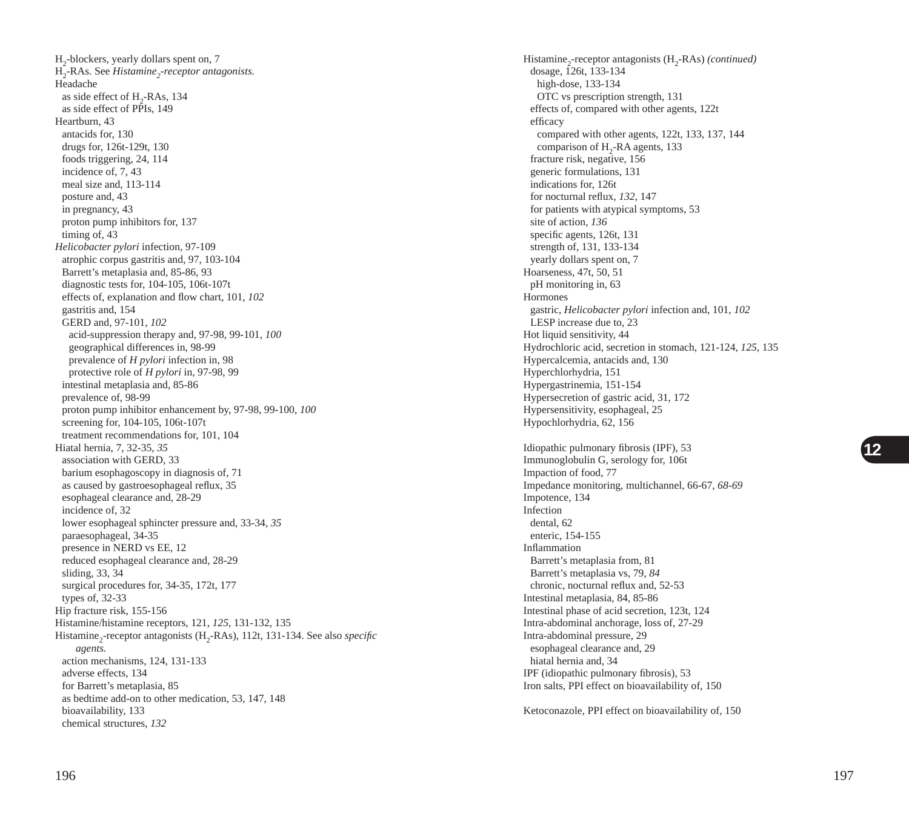$H_2$-blockers, yearly dollars spent on, 7
$H_2$-RAs. See *Histamine$_2$-receptor antagonists.*
Headache
  as side effect of $H_2$-RAs, 134
  as side effect of PPIs, 149
Heartburn, 43
  antacids for, 130
  drugs for, 126t-129t, 130
  foods triggering, 24, 114
  incidence of, 7, 43
  meal size and, 113-114
  posture and, 43
  in pregnancy, 43
  proton pump inhibitors for, 137
  timing of, 43
*Helicobacter pylori* infection, 97-109
  atrophic corpus gastritis and, 97, 103-104
  Barrett's metaplasia and, 85-86, 93
  diagnostic tests for, 104-105, 106t-107t
  effects of, explanation and flow chart, 101, *102*
  gastritis and, 154
  GERD and, 97-101, *102*
    acid-suppression therapy and, 97-98, 99-101, *100*
    geographical differences in, 98-99
    prevalence of *H pylori* infection in, 98
    protective role of *H pylori* in, 97-98, 99
  intestinal metaplasia and, 85-86
  prevalence of, 98-99
  proton pump inhibitor enhancement by, 97-98, 99-100, *100*
  screening for, 104-105, 106t-107t
  treatment recommendations for, 101, 104
Hiatal hernia, 7, 32-35, *35*
  association with GERD, 33
  barium esophagoscopy in diagnosis of, 71
  as caused by gastroesophageal reflux, 35
  esophageal clearance and, 28-29
  incidence of, 32
  lower esophageal sphincter pressure and, 33-34, *35*
  paraesophageal, 34-35
  presence in NERD vs EE, 12
  reduced esophageal clearance and, 28-29
  sliding, 33, 34
  surgical procedures for, 34-35, 172t, 177
  types of, 32-33
Hip fracture risk, 155-156
Histamine/histamine receptors, 121, *125*, 131-132, 135
Histamine$_2$-receptor antagonists ($H_2$-RAs), 112t, 131-134. See also *specific agents.*
  action mechanisms, 124, 131-133
  adverse effects, 134
  for Barrett's metaplasia, 85
  as bedtime add-on to other medication, 53, 147, 148
  bioavailability, 133
  chemical structures, *132*

Histamine$_2$-receptor antagonists ($H_2$-RAs) *(continued)*
  dosage, 126t, 133-134
    high-dose, 133-134
    OTC vs prescription strength, 131
  effects of, compared with other agents, 122t
  efficacy
    compared with other agents, 122t, 133, 137, 144
    comparison of $H_2$-RA agents, 133
  fracture risk, negative, 156
  generic formulations, 131
  indications for, 126t
  for nocturnal reflux, *132*, 147
  for patients with atypical symptoms, 53
  site of action, *136*
  specific agents, 126t, 131
  strength of, 131, 133-134
  yearly dollars spent on, 7
Hoarseness, 47t, 50, 51
  pH monitoring in, 63
Hormones
  gastric, *Helicobacter pylori* infection and, 101, *102*
  LESP increase due to, 23
Hot liquid sensitivity, 44
Hydrochloric acid, secretion in stomach, 121-124, *125*, 135
Hypercalcemia, antacids and, 130
Hyperchlorhydria, 151
Hypergastrinemia, 151-154
Hypersecretion of gastric acid, 31, 172
Hypersensitivity, esophageal, 25
Hypochlorhydria, 62, 156

Idiopathic pulmonary fibrosis (IPF), 53
Immunoglobulin G, serology for, 106t
Impaction of food, 77
Impedance monitoring, multichannel, 66-67, *68-69*
Impotence, 134
Infection
  dental, 62
  enteric, 154-155
Inflammation
  Barrett's metaplasia from, 81
  Barrett's metaplasia vs, 79, *84*
  chronic, nocturnal reflux and, 52-53
Intestinal metaplasia, 84, 85-86
Intestinal phase of acid secretion, 123t, 124
Intra-abdominal anchorage, loss of, 27-29
Intra-abdominal pressure, 29
  esophageal clearance and, 29
  hiatal hernia and, 34
IPF (idiopathic pulmonary fibrosis), 53
Iron salts, PPI effect on bioavailability of, 150

Ketoconazole, PPI effect on bioavailability of, 150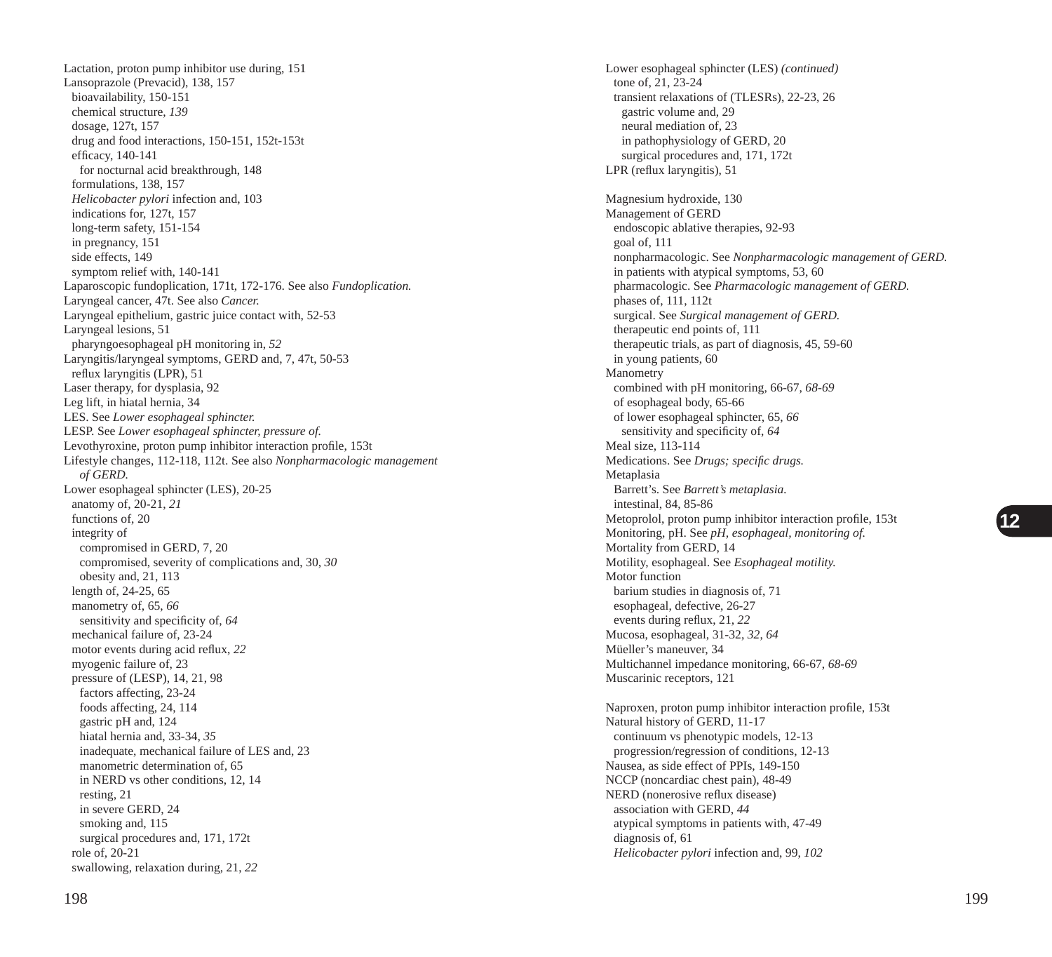Lactation, proton pump inhibitor use during, 151
Lansoprazole (Prevacid), 138, 157
  bioavailability, 150-151
  chemical structure, *139*
  dosage, 127t, 157
  drug and food interactions, 150-151, 152t-153t
  efficacy, 140-141
    for nocturnal acid breakthrough, 148
  formulations, 138, 157
  *Helicobacter pylori* infection and, 103
  indications for, 127t, 157
  long-term safety, 151-154
  in pregnancy, 151
  side effects, 149
  symptom relief with, 140-141
Laparoscopic fundoplication, 171t, 172-176. See also *Fundoplication.*
Laryngeal cancer, 47t. See also *Cancer.*
Laryngeal epithelium, gastric juice contact with, 52-53
Laryngeal lesions, 51
  pharyngoesophageal pH monitoring in, *52*
Laryngitis/laryngeal symptoms, GERD and, 7, 47t, 50-53
  reflux laryngitis (LPR), 51
Laser therapy, for dysplasia, 92
Leg lift, in hiatal hernia, 34
LES. See *Lower esophageal sphincter.*
LESP. See *Lower esophageal sphincter, pressure of.*
Levothyroxine, proton pump inhibitor interaction profile, 153t
Lifestyle changes, 112-118, 112t. See also *Nonpharmacologic management of GERD.*
Lower esophageal sphincter (LES), 20-25
  anatomy of, 20-21, *21*
  functions of, 20
  integrity of
    compromised in GERD, 7, 20
    compromised, severity of complications and, 30, *30*
    obesity and, 21, 113
  length of, 24-25, 65
  manometry of, 65, *66*
    sensitivity and specificity of, *64*
  mechanical failure of, 23-24
  motor events during acid reflux, *22*
  myogenic failure of, 23
  pressure of (LESP), 14, 21, 98
    factors affecting, 23-24
    foods affecting, 24, 114
    gastric pH and, 124
    hiatal hernia and, 33-34, *35*
    inadequate, mechanical failure of LES and, 23
    manometric determination of, 65
    in NERD vs other conditions, 12, 14
    resting, 21
    in severe GERD, 24
    smoking and, 115
    surgical procedures and, 171, 172t
  role of, 20-21
  swallowing, relaxation during, 21, *22*

Lower esophageal sphincter (LES) *(continued)*
  tone of, 21, 23-24
  transient relaxations of (TLESRs), 22-23, 26
    gastric volume and, 29
    neural mediation of, 23
    in pathophysiology of GERD, 20
    surgical procedures and, 171, 172t
LPR (reflux laryngitis), 51

Magnesium hydroxide, 130
Management of GERD
  endoscopic ablative therapies, 92-93
  goal of, 111
  nonpharmacologic. See *Nonpharmacologic management of GERD.*
  in patients with atypical symptoms, 53, 60
  pharmacologic. See *Pharmacologic management of GERD.*
  phases of, 111, 112t
  surgical. See *Surgical management of GERD.*
  therapeutic end points of, 111
  therapeutic trials, as part of diagnosis, 45, 59-60
  in young patients, 60
Manometry
  combined with pH monitoring, 66-67, *68-69*
  of esophageal body, 65-66
  of lower esophageal sphincter, 65, *66*
    sensitivity and specificity of, *64*
Meal size, 113-114
Medications. See *Drugs; specific drugs.*
Metaplasia
  Barrett's. See *Barrett's metaplasia.*
  intestinal, 84, 85-86
Metoprolol, proton pump inhibitor interaction profile, 153t
Monitoring, pH. See *pH, esophageal, monitoring of.*
Mortality from GERD, 14
Motility, esophageal. See *Esophageal motility.*
Motor function
  barium studies in diagnosis of, 71
  esophageal, defective, 26-27
  events during reflux, 21, *22*
Mucosa, esophageal, 31-32, *32*, *64*
Müeller's maneuver, 34
Multichannel impedance monitoring, 66-67, *68-69*
Muscarinic receptors, 121

Naproxen, proton pump inhibitor interaction profile, 153t
Natural history of GERD, 11-17
  continuum vs phenotypic models, 12-13
  progression/regression of conditions, 12-13
Nausea, as side effect of PPIs, 149-150
NCCP (noncardiac chest pain), 48-49
NERD (nonerosive reflux disease)
  association with GERD, *44*
  atypical symptoms in patients with, 47-49
  diagnosis of, 61
  *Helicobacter pylori* infection and, 99, *102*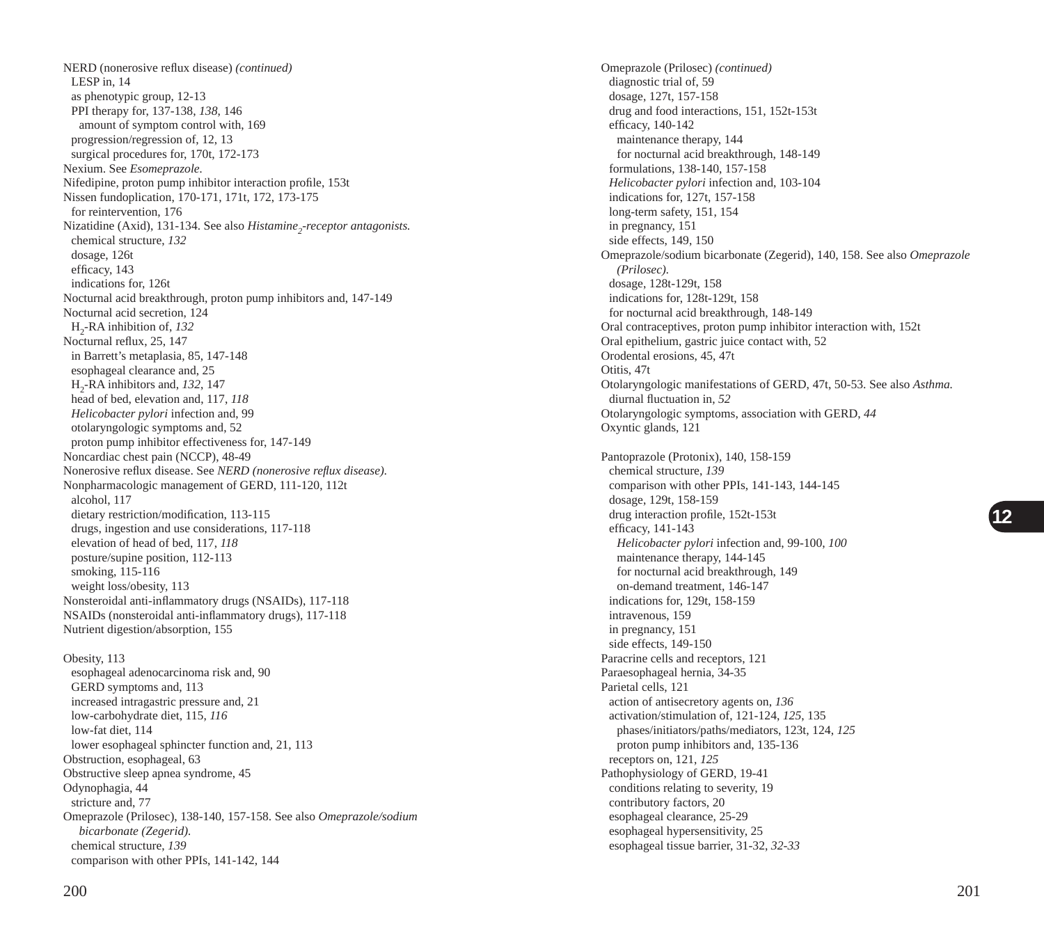NERD (nonerosive reflux disease) *(continued)*
  LESP in, 14
  as phenotypic group, 12-13
  PPI therapy for, 137-138, *138*, 146
    amount of symptom control with, 169
  progression/regression of, 12, 13
  surgical procedures for, 170t, 172-173
Nexium. See *Esomeprazole.*
Nifedipine, proton pump inhibitor interaction profile, 153t
Nissen fundoplication, 170-171, 171t, 172, 173-175
  for reintervention, 176
Nizatidine (Axid), 131-134. See also *Histamine$_2$-receptor antagonists.*
  chemical structure, *132*
  dosage, 126t
  efficacy, 143
  indications for, 126t
Nocturnal acid breakthrough, proton pump inhibitors and, 147-149
Nocturnal acid secretion, 124
  $H_2$-RA inhibition of, *132*
Nocturnal reflux, 25, 147
  in Barrett's metaplasia, 85, 147-148
  esophageal clearance and, 25
  $H_2$-RA inhibitors and, *132*, 147
  head of bed, elevation and, 117, *118*
  *Helicobacter pylori* infection and, 99
  otolaryngologic symptoms and, 52
  proton pump inhibitor effectiveness for, 147-149
Noncardiac chest pain (NCCP), 48-49
Nonerosive reflux disease. See *NERD (nonerosive reflux disease).*
Nonpharmacologic management of GERD, 111-120, 112t
  alcohol, 117
  dietary restriction/modification, 113-115
  drugs, ingestion and use considerations, 117-118
  elevation of head of bed, 117, *118*
  posture/supine position, 112-113
  smoking, 115-116
  weight loss/obesity, 113
Nonsteroidal anti-inflammatory drugs (NSAIDs), 117-118
NSAIDs (nonsteroidal anti-inflammatory drugs), 117-118
Nutrient digestion/absorption, 155

Obesity, 113
  esophageal adenocarcinoma risk and, 90
  GERD symptoms and, 113
  increased intragastric pressure and, 21
  low-carbohydrate diet, 115, *116*
  low-fat diet, 114
  lower esophageal sphincter function and, 21, 113
Obstruction, esophageal, 63
Obstructive sleep apnea syndrome, 45
Odynophagia, 44
  stricture and, 77
Omeprazole (Prilosec), 138-140, 157-158. See also *Omeprazole/sodium bicarbonate (Zegerid).*
  chemical structure, *139*
  comparison with other PPIs, 141-142, 144

Omeprazole (Prilosec) *(continued)*
  diagnostic trial of, 59
  dosage, 127t, 157-158
  drug and food interactions, 151, 152t-153t
  efficacy, 140-142
    maintenance therapy, 144
    for nocturnal acid breakthrough, 148-149
  formulations, 138-140, 157-158
  *Helicobacter pylori* infection and, 103-104
  indications for, 127t, 157-158
  long-term safety, 151, 154
  in pregnancy, 151
  side effects, 149, 150
Omeprazole/sodium bicarbonate (Zegerid), 140, 158. See also *Omeprazole (Prilosec).*
  dosage, 128t-129t, 158
  indications for, 128t-129t, 158
  for nocturnal acid breakthrough, 148-149
Oral contraceptives, proton pump inhibitor interaction with, 152t
Oral epithelium, gastric juice contact with, 52
Orodental erosions, 45, 47t
Otitis, 47t
Otolaryngologic manifestations of GERD, 47t, 50-53. See also *Asthma.*
  diurnal fluctuation in, *52*
Otolaryngologic symptoms, association with GERD, *44*
Oxyntic glands, 121

Pantoprazole (Protonix), 140, 158-159
  chemical structure, *139*
  comparison with other PPIs, 141-143, 144-145
  dosage, 129t, 158-159
  drug interaction profile, 152t-153t
  efficacy, 141-143
    *Helicobacter pylori* infection and, 99-100, *100*
    maintenance therapy, 144-145
    for nocturnal acid breakthrough, 149
    on-demand treatment, 146-147
  indications for, 129t, 158-159
  intravenous, 159
  in pregnancy, 151
  side effects, 149-150
Paracrine cells and receptors, 121
Paraesophageal hernia, 34-35
Parietal cells, 121
  action of antisecretory agents on, *136*
  activation/stimulation of, 121-124, *125*, 135
    phases/initiators/paths/mediators, 123t, 124, *125*
    proton pump inhibitors and, 135-136
  receptors on, 121, *125*
Pathophysiology of GERD, 19-41
  conditions relating to severity, 19
  contributory factors, 20
  esophageal clearance, 25-29
  esophageal hypersensitivity, 25
  esophageal tissue barrier, 31-32, *32-33*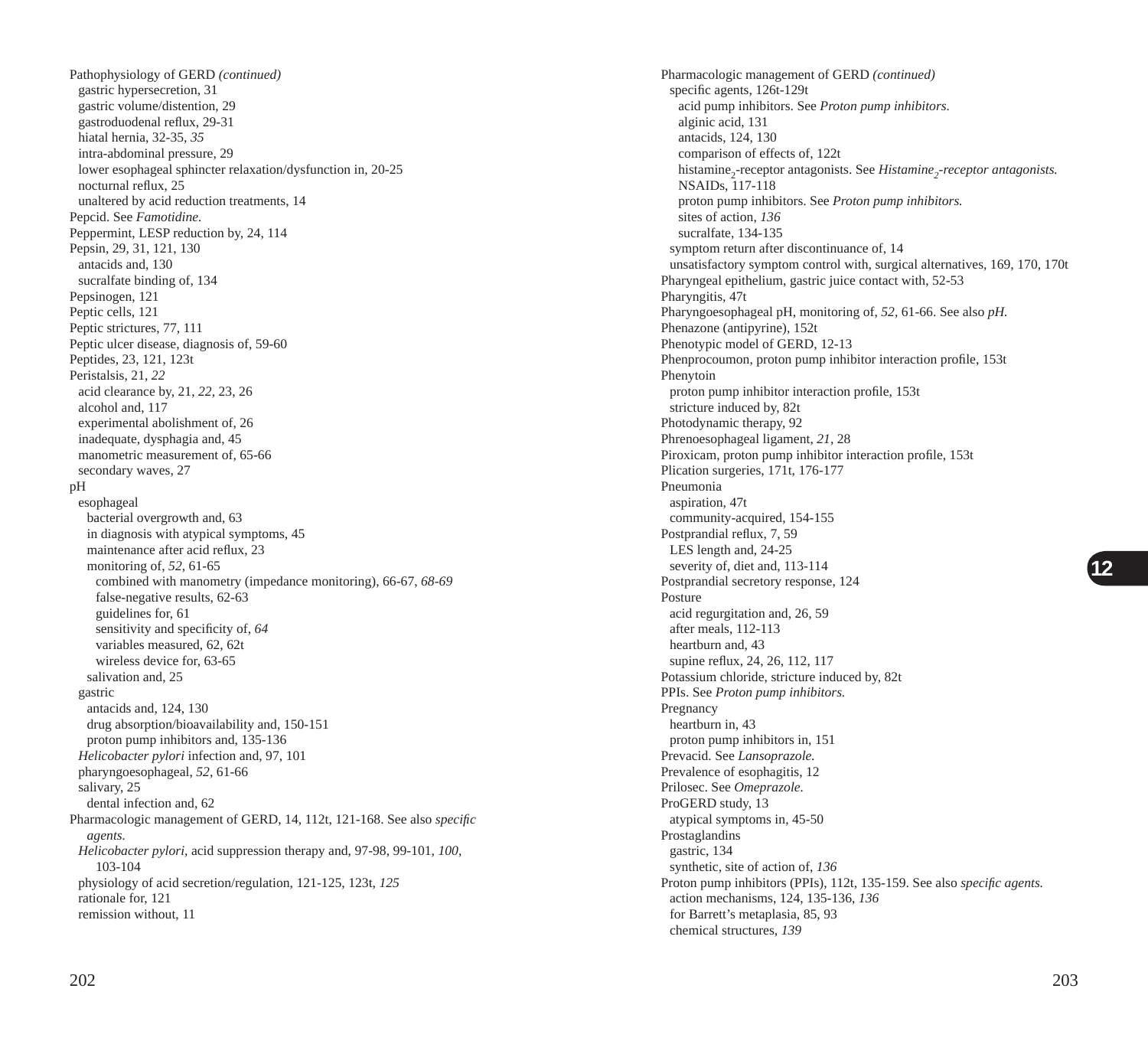Pathophysiology of GERD *(continued)*
  gastric hypersecretion, 31
  gastric volume/distention, 29
  gastroduodenal reflux, 29-31
  hiatal hernia, 32-35, *35*
  intra-abdominal pressure, 29
  lower esophageal sphincter relaxation/dysfunction in, 20-25
  nocturnal reflux, 25
  unaltered by acid reduction treatments, 14
Pepcid. See *Famotidine.*
Peppermint, LESP reduction by, 24, 114
Pepsin, 29, 31, 121, 130
  antacids and, 130
  sucralfate binding of, 134
Pepsinogen, 121
Peptic cells, 121
Peptic strictures, 77, 111
Peptic ulcer disease, diagnosis of, 59-60
Peptides, 23, 121, 123t
Peristalsis, 21, *22*
  acid clearance by, 21, *22*, 23, 26
  alcohol and, 117
  experimental abolishment of, 26
  inadequate, dysphagia and, 45
  manometric measurement of, 65-66
  secondary waves, 27
pH
  esophageal
    bacterial overgrowth and, 63
    in diagnosis with atypical symptoms, 45
    maintenance after acid reflux, 23
    monitoring of, *52*, 61-65
      combined with manometry (impedance monitoring), 66-67, *68-69*
      false-negative results, 62-63
      guidelines for, 61
      sensitivity and specificity of, *64*
      variables measured, 62, 62t
      wireless device for, 63-65
    salivation and, 25
  gastric
    antacids and, 124, 130
    drug absorption/bioavailability and, 150-151
    proton pump inhibitors and, 135-136
  *Helicobacter pylori* infection and, 97, 101
  pharyngoesophageal, *52*, 61-66
  salivary, 25
    dental infection and, 62
Pharmacologic management of GERD, 14, 112t, 121-168. See also *specific agents.*
  *Helicobacter pylori*, acid suppression therapy and, 97-98, 99-101, *100*, 103-104
  physiology of acid secretion/regulation, 121-125, 123t, *125*
  rationale for, 121
  remission without, 11

Pharmacologic management of GERD *(continued)*
  specific agents, 126t-129t
    acid pump inhibitors. See *Proton pump inhibitors.*
    alginic acid, 131
    antacids, 124, 130
    comparison of effects of, 122t
    histamine$_2$-receptor antagonists. See *Histamine$_2$-receptor antagonists.*
    NSAIDs, 117-118
    proton pump inhibitors. See *Proton pump inhibitors.*
    sites of action, *136*
    sucralfate, 134-135
  symptom return after discontinuance of, 14
  unsatisfactory symptom control with, surgical alternatives, 169, 170, 170t
Pharyngeal epithelium, gastric juice contact with, 52-53
Pharyngitis, 47t
Pharyngoesophageal pH, monitoring of, *52*, 61-66. See also *pH.*
Phenazone (antipyrine), 152t
Phenotypic model of GERD, 12-13
Phenprocoumon, proton pump inhibitor interaction profile, 153t
Phenytoin
  proton pump inhibitor interaction profile, 153t
  stricture induced by, 82t
Photodynamic therapy, 92
Phrenoesophageal ligament, *21*, 28
Piroxicam, proton pump inhibitor interaction profile, 153t
Plication surgeries, 171t, 176-177
Pneumonia
  aspiration, 47t
  community-acquired, 154-155
Postprandial reflux, 7, 59
  LES length and, 24-25
  severity of, diet and, 113-114
Postprandial secretory response, 124
Posture
  acid regurgitation and, 26, 59
  after meals, 112-113
  heartburn and, 43
  supine reflux, 24, 26, 112, 117
Potassium chloride, stricture induced by, 82t
PPIs. See *Proton pump inhibitors.*
Pregnancy
  heartburn in, 43
  proton pump inhibitors in, 151
Prevacid. See *Lansoprazole.*
Prevalence of esophagitis, 12
Prilosec. See *Omeprazole.*
ProGERD study, 13
  atypical symptoms in, 45-50
Prostaglandins
  gastric, 134
  synthetic, site of action of, *136*
Proton pump inhibitors (PPIs), 112t, 135-159. See also *specific agents.*
  action mechanisms, 124, 135-136, *136*
  for Barrett's metaplasia, 85, 93
  chemical structures, *139*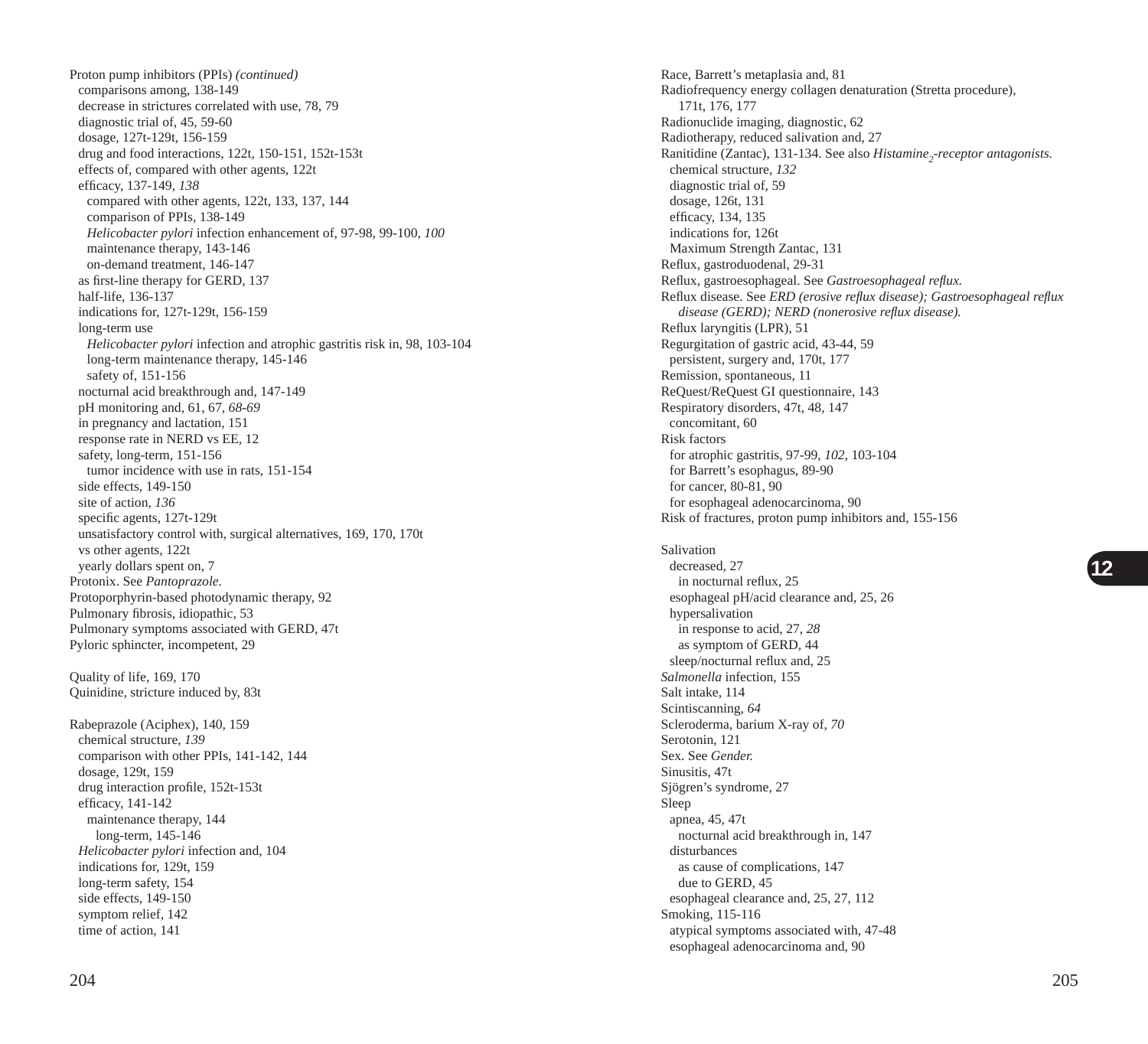Proton pump inhibitors (PPIs) *(continued)*
- comparisons among, 138-149
- decrease in strictures correlated with use, 78, 79
- diagnostic trial of, 45, 59-60
- dosage, 127t-129t, 156-159
- drug and food interactions, 122t, 150-151, 152t-153t
- effects of, compared with other agents, 122t
- efficacy, 137-149, *138*
  - compared with other agents, 122t, 133, 137, 144
  - comparison of PPIs, 138-149
  - *Helicobacter pylori* infection enhancement of, 97-98, 99-100, *100*
  - maintenance therapy, 143-146
  - on-demand treatment, 146-147
- as first-line therapy for GERD, 137
- half-life, 136-137
- indications for, 127t-129t, 156-159
- long-term use
  - *Helicobacter pylori* infection and atrophic gastritis risk in, 98, 103-104
  - long-term maintenance therapy, 145-146
  - safety of, 151-156
- nocturnal acid breakthrough and, 147-149
- pH monitoring and, 61, 67, *68-69*
- in pregnancy and lactation, 151
- response rate in NERD vs EE, 12
- safety, long-term, 151-156
  - tumor incidence with use in rats, 151-154
- side effects, 149-150
- site of action, *136*
- specific agents, 127t-129t
- unsatisfactory control with, surgical alternatives, 169, 170, 170t
- vs other agents, 122t
- yearly dollars spent on, 7

Protonix. See *Pantoprazole.*

Protoporphyrin-based photodynamic therapy, 92

Pulmonary fibrosis, idiopathic, 53

Pulmonary symptoms associated with GERD, 47t

Pyloric sphincter, incompetent, 29

Quality of life, 169, 170

Quinidine, stricture induced by, 83t

Rabeprazole (Aciphex), 140, 159
- chemical structure, *139*
- comparison with other PPIs, 141-142, 144
- dosage, 129t, 159
- drug interaction profile, 152t-153t
- efficacy, 141-142
  - maintenance therapy, 144
    - long-term, 145-146
- *Helicobacter pylori* infection and, 104
- indications for, 129t, 159
- long-term safety, 154
- side effects, 149-150
- symptom relief, 142
- time of action, 141

Race, Barrett's metaplasia and, 81

Radiofrequency energy collagen denaturation (Stretta procedure), 171t, 176, 177

Radionuclide imaging, diagnostic, 62

Radiotherapy, reduced salivation and, 27

Ranitidine (Zantac), 131-134. See also *Histamine$_2$-receptor antagonists.*
- chemical structure, *132*
- diagnostic trial of, 59
- dosage, 126t, 131
- efficacy, 134, 135
- indications for, 126t
- Maximum Strength Zantac, 131

Reflux, gastroduodenal, 29-31

Reflux, gastroesophageal. See *Gastroesophageal reflux.*

Reflux disease. See *ERD (erosive reflux disease); Gastroesophageal reflux disease (GERD); NERD (nonerosive reflux disease).*

Reflux laryngitis (LPR), 51

Regurgitation of gastric acid, 43-44, 59
- persistent, surgery and, 170t, 177

Remission, spontaneous, 11

ReQuest/ReQuest GI questionnaire, 143

Respiratory disorders, 47t, 48, 147
- concomitant, 60

Risk factors
- for atrophic gastritis, 97-99, *102*, 103-104
- for Barrett's esophagus, 89-90
- for cancer, 80-81, 90
- for esophageal adenocarcinoma, 90

Risk of fractures, proton pump inhibitors and, 155-156

Salivation
- decreased, 27
  - in nocturnal reflux, 25
- esophageal pH/acid clearance and, 25, 26
- hypersalivation
  - in response to acid, 27, *28*
  - as symptom of GERD, 44
- sleep/nocturnal reflux and, 25

*Salmonella* infection, 155

Salt intake, 114

Scintiscanning, *64*

Scleroderma, barium X-ray of, *70*

Serotonin, 121

Sex. See *Gender.*

Sinusitis, 47t

Sjögren's syndrome, 27

Sleep
- apnea, 45, 47t
  - nocturnal acid breakthrough in, 147
- disturbances
  - as cause of complications, 147
  - due to GERD, 45
- esophageal clearance and, 25, 27, 112

Smoking, 115-116
- atypical symptoms associated with, 47-48
- esophageal adenocarcinoma and, 90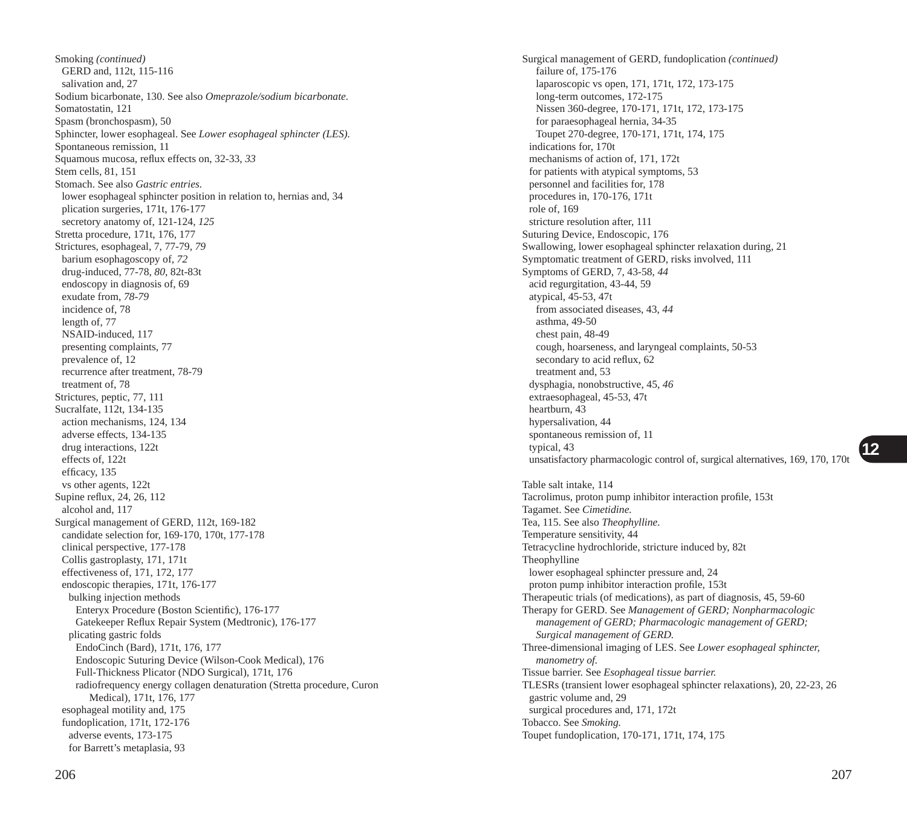Smoking *(continued)*
  GERD and, 112t, 115-116
  salivation and, 27
Sodium bicarbonate, 130. See also *Omeprazole/sodium bicarbonate.*
Somatostatin, 121
Spasm (bronchospasm), 50
Sphincter, lower esophageal. See *Lower esophageal sphincter (LES).*
Spontaneous remission, 11
Squamous mucosa, reflux effects on, 32-33, *33*
Stem cells, 81, 151
Stomach. See also *Gastric entries.*
  lower esophageal sphincter position in relation to, hernias and, 34
  plication surgeries, 171t, 176-177
  secretory anatomy of, 121-124, *125*
Stretta procedure, 171t, 176, 177
Strictures, esophageal, 7, 77-79, *79*
  barium esophagoscopy of, *72*
  drug-induced, 77-78, *80*, 82t-83t
  endoscopy in diagnosis of, 69
  exudate from, *78-79*
  incidence of, 78
  length of, 77
  NSAID-induced, 117
  presenting complaints, 77
  prevalence of, 12
  recurrence after treatment, 78-79
  treatment of, 78
Strictures, peptic, 77, 111
Sucralfate, 112t, 134-135
  action mechanisms, 124, 134
  adverse effects, 134-135
  drug interactions, 122t
  effects of, 122t
  efficacy, 135
  vs other agents, 122t
Supine reflux, 24, 26, 112
  alcohol and, 117
Surgical management of GERD, 112t, 169-182
  candidate selection for, 169-170, 170t, 177-178
  clinical perspective, 177-178
  Collis gastroplasty, 171, 171t
  effectiveness of, 171, 172, 177
  endoscopic therapies, 171t, 176-177
    bulking injection methods
      Enteryx Procedure (Boston Scientific), 176-177
      Gatekeeper Reflux Repair System (Medtronic), 176-177
    plicating gastric folds
      EndoCinch (Bard), 171t, 176, 177
      Endoscopic Suturing Device (Wilson-Cook Medical), 176
      Full-Thickness Plicator (NDO Surgical), 171t, 176
      radiofrequency energy collagen denaturation (Stretta procedure, Curon Medical), 171t, 176, 177
  esophageal motility and, 175
  fundoplication, 171t, 172-176
    adverse events, 173-175
    for Barrett's metaplasia, 93

Surgical management of GERD, fundoplication *(continued)*
    failure of, 175-176
    laparoscopic vs open, 171, 171t, 172, 173-175
    long-term outcomes, 172-175
    Nissen 360-degree, 170-171, 171t, 172, 173-175
    for paraesophageal hernia, 34-35
    Toupet 270-degree, 170-171, 171t, 174, 175
  indications for, 170t
  mechanisms of action of, 171, 172t
  for patients with atypical symptoms, 53
  personnel and facilities for, 178
  procedures in, 170-176, 171t
  role of, 169
  stricture resolution after, 111
Suturing Device, Endoscopic, 176
Swallowing, lower esophageal sphincter relaxation during, 21
Symptomatic treatment of GERD, risks involved, 111
Symptoms of GERD, 7, 43-58, *44*
  acid regurgitation, 43-44, 59
  atypical, 45-53, 47t
    from associated diseases, 43, *44*
    asthma, 49-50
    chest pain, 48-49
    cough, hoarseness, and laryngeal complaints, 50-53
    secondary to acid reflux, 62
    treatment and, 53
  dysphagia, nonobstructive, 45, *46*
  extraesophageal, 45-53, 47t
  heartburn, 43
  hypersalivation, 44
  spontaneous remission of, 11
  typical, 43
  unsatisfactory pharmacologic control of, surgical alternatives, 169, 170, 170t

Table salt intake, 114
Tacrolimus, proton pump inhibitor interaction profile, 153t
Tagamet. See *Cimetidine.*
Tea, 115. See also *Theophylline.*
Temperature sensitivity, 44
Tetracycline hydrochloride, stricture induced by, 82t
Theophylline
  lower esophageal sphincter pressure and, 24
  proton pump inhibitor interaction profile, 153t
Therapeutic trials (of medications), as part of diagnosis, 45, 59-60
Therapy for GERD. See *Management of GERD; Nonpharmacologic management of GERD; Pharmacologic management of GERD; Surgical management of GERD.*
Three-dimensional imaging of LES. See *Lower esophageal sphincter, manometry of.*
Tissue barrier. See *Esophageal tissue barrier.*
TLESRs (transient lower esophageal sphincter relaxations), 20, 22-23, 26
  gastric volume and, 29
  surgical procedures and, 171, 172t
Tobacco. See *Smoking.*
Toupet fundoplication, 170-171, 171t, 174, 175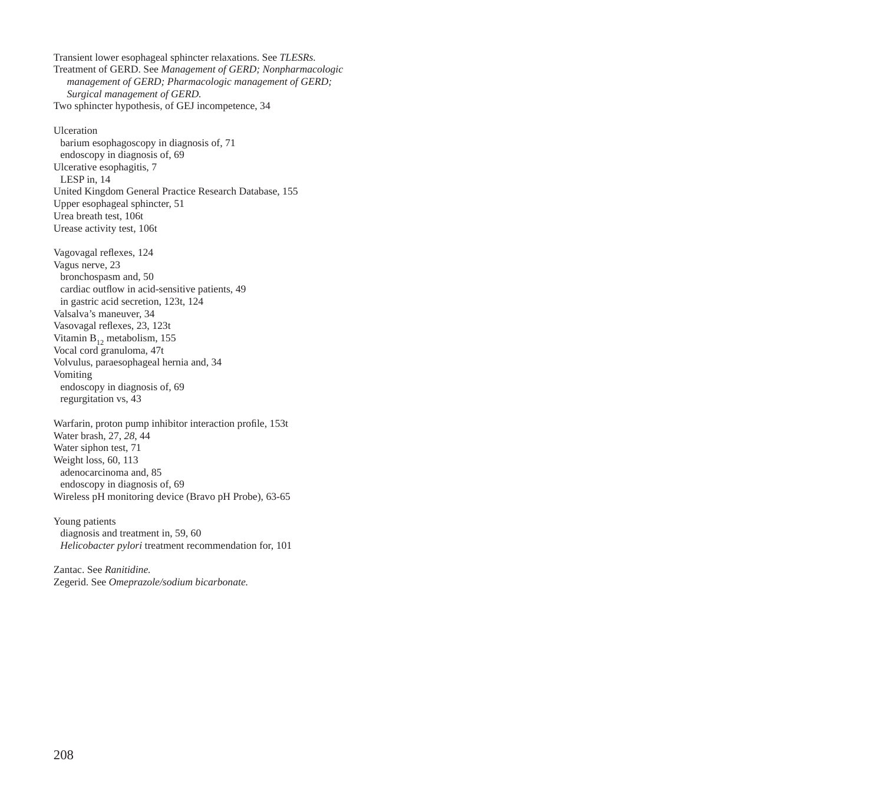Transient lower esophageal sphincter relaxations. See *TLESRs.*
Treatment of GERD. See *Management of GERD; Nonpharmacologic management of GERD; Pharmacologic management of GERD; Surgical management of GERD.*
Two sphincter hypothesis, of GEJ incompetence, 34

Ulceration
  barium esophagoscopy in diagnosis of, 71
  endoscopy in diagnosis of, 69
Ulcerative esophagitis, 7
  LESP in, 14
United Kingdom General Practice Research Database, 155
Upper esophageal sphincter, 51
Urea breath test, 106t
Urease activity test, 106t

Vagovagal reflexes, 124
Vagus nerve, 23
  bronchospasm and, 50
  cardiac outflow in acid-sensitive patients, 49
  in gastric acid secretion, 123t, 124
Valsalva's maneuver, 34
Vasovagal reflexes, 23, 123t
Vitamin $B_{12}$ metabolism, 155
Vocal cord granuloma, 47t
Volvulus, paraesophageal hernia and, 34
Vomiting
  endoscopy in diagnosis of, 69
  regurgitation vs, 43

Warfarin, proton pump inhibitor interaction profile, 153t
Water brash, 27, *28*, 44
Water siphon test, 71
Weight loss, 60, 113
  adenocarcinoma and, 85
  endoscopy in diagnosis of, 69
Wireless pH monitoring device (Bravo pH Probe), 63-65

Young patients
  diagnosis and treatment in, 59, 60
  *Helicobacter pylori* treatment recommendation for, 101

Zantac. See *Ranitidine.*
Zegerid. See *Omeprazole/sodium bicarbonate.*